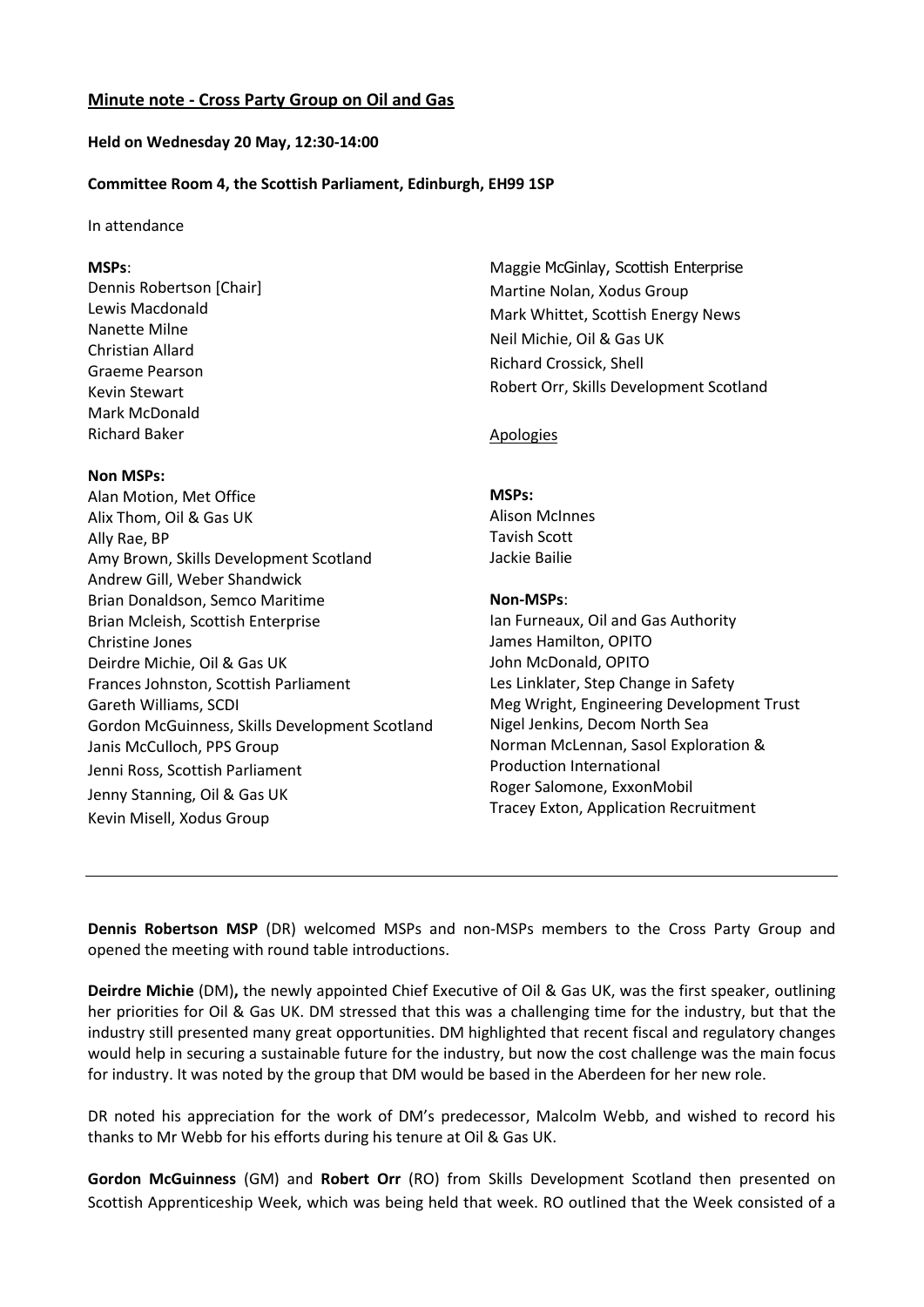## Minute note - Cross Party Group on Oil and Gas

**Held on Wednesday 20 May, 12:30-14:00**

**Committee Room 4, the Scottish Parliament, Edinburgh, EH99 1SP**

In attendance

**MSPs**:
Dennis Robertson [Chair]
Lewis Macdonald
Nanette Milne
Christian Allard
Graeme Pearson
Kevin Stewart
Mark McDonald
Richard Baker

**Non MSPs:**
Alan Motion, Met Office
Alix Thom, Oil & Gas UK
Ally Rae, BP
Amy Brown, Skills Development Scotland
Andrew Gill, Weber Shandwick
Brian Donaldson, Semco Maritime
Brian Mcleish, Scottish Enterprise
Christine Jones
Deirdre Michie, Oil & Gas UK
Frances Johnston, Scottish Parliament
Gareth Williams, SCDI
Gordon McGuinness, Skills Development Scotland
Janis McCulloch, PPS Group
Jenni Ross, Scottish Parliament
Jenny Stanning, Oil & Gas UK
Kevin Misell, Xodus Group
Maggie McGinlay, Scottish Enterprise
Martine Nolan, Xodus Group
Mark Whittet, Scottish Energy News
Neil Michie, Oil & Gas UK
Richard Crossick, Shell
Robert Orr, Skills Development Scotland

Apologies

**MSPs:**
Alison McInnes
Tavish Scott
Jackie Bailie

**Non-MSPs**:
Ian Furneaux, Oil and Gas Authority
James Hamilton, OPITO
John McDonald, OPITO
Les Linklater, Step Change in Safety
Meg Wright, Engineering Development Trust
Nigel Jenkins, Decom North Sea
Norman McLennan, Sasol Exploration & Production International
Roger Salomone, ExxonMobil
Tracey Exton, Application Recruitment

---

**Dennis Robertson MSP** (DR) welcomed MSPs and non-MSPs members to the Cross Party Group and opened the meeting with round table introductions.

**Deirdre Michie** (DM)**,** the newly appointed Chief Executive of Oil & Gas UK, was the first speaker, outlining her priorities for Oil & Gas UK. DM stressed that this was a challenging time for the industry, but that the industry still presented many great opportunities. DM highlighted that recent fiscal and regulatory changes would help in securing a sustainable future for the industry, but now the cost challenge was the main focus for industry. It was noted by the group that DM would be based in the Aberdeen for her new role.

DR noted his appreciation for the work of DM's predecessor, Malcolm Webb, and wished to record his thanks to Mr Webb for his efforts during his tenure at Oil & Gas UK.

**Gordon McGuinness** (GM) and **Robert Orr** (RO) from Skills Development Scotland then presented on Scottish Apprenticeship Week, which was being held that week. RO outlined that the Week consisted of a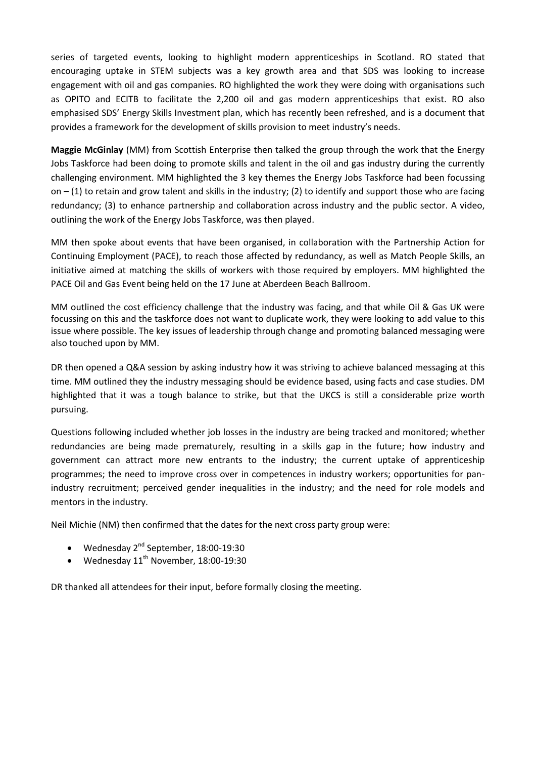series of targeted events, looking to highlight modern apprenticeships in Scotland. RO stated that encouraging uptake in STEM subjects was a key growth area and that SDS was looking to increase engagement with oil and gas companies. RO highlighted the work they were doing with organisations such as OPITO and ECITB to facilitate the 2,200 oil and gas modern apprenticeships that exist. RO also emphasised SDS' Energy Skills Investment plan, which has recently been refreshed, and is a document that provides a framework for the development of skills provision to meet industry's needs.

**Maggie McGinlay** (MM) from Scottish Enterprise then talked the group through the work that the Energy Jobs Taskforce had been doing to promote skills and talent in the oil and gas industry during the currently challenging environment. MM highlighted the 3 key themes the Energy Jobs Taskforce had been focussing on – (1) to retain and grow talent and skills in the industry; (2) to identify and support those who are facing redundancy; (3) to enhance partnership and collaboration across industry and the public sector. A video, outlining the work of the Energy Jobs Taskforce, was then played.

MM then spoke about events that have been organised, in collaboration with the Partnership Action for Continuing Employment (PACE), to reach those affected by redundancy, as well as Match People Skills, an initiative aimed at matching the skills of workers with those required by employers. MM highlighted the PACE Oil and Gas Event being held on the 17 June at Aberdeen Beach Ballroom.

MM outlined the cost efficiency challenge that the industry was facing, and that while Oil & Gas UK were focussing on this and the taskforce does not want to duplicate work, they were looking to add value to this issue where possible. The key issues of leadership through change and promoting balanced messaging were also touched upon by MM.

DR then opened a Q&A session by asking industry how it was striving to achieve balanced messaging at this time. MM outlined they the industry messaging should be evidence based, using facts and case studies. DM highlighted that it was a tough balance to strike, but that the UKCS is still a considerable prize worth pursuing.

Questions following included whether job losses in the industry are being tracked and monitored; whether redundancies are being made prematurely, resulting in a skills gap in the future; how industry and government can attract more new entrants to the industry; the current uptake of apprenticeship programmes; the need to improve cross over in competences in industry workers; opportunities for pan-industry recruitment; perceived gender inequalities in the industry; and the need for role models and mentors in the industry.

Neil Michie (NM) then confirmed that the dates for the next cross party group were:

- Wednesday 2nd September, 18:00-19:30
- Wednesday 11th November, 18:00-19:30

DR thanked all attendees for their input, before formally closing the meeting.